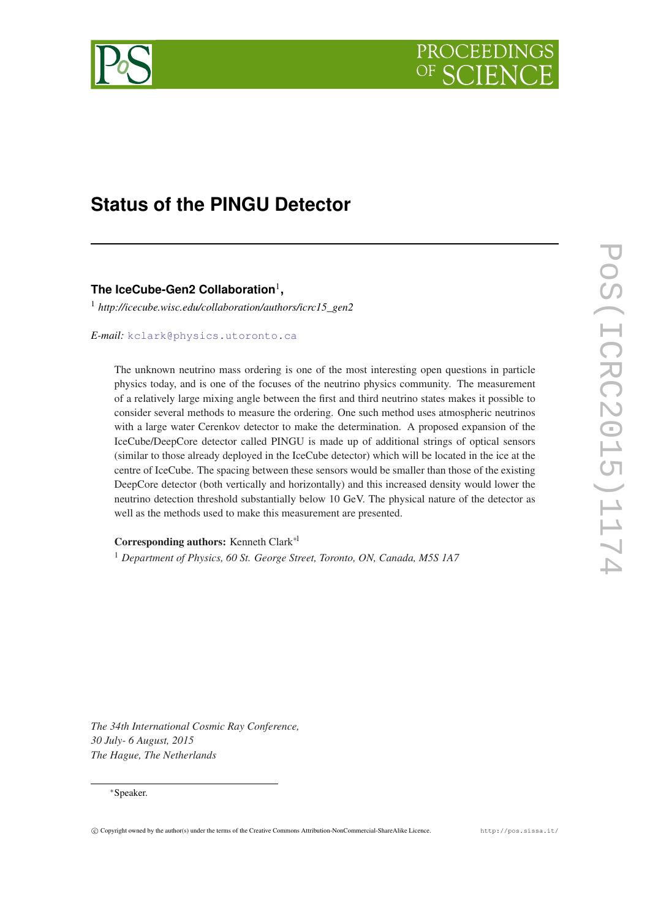# Status of the PINGU Detector

**The IceCube-Gen2 Collaboration**[1],

[1] *http://icecube.wisc.edu/collaboration/authors/icrc15_gen2*

*E-mail:* kclark@physics.utoronto.ca

The unknown neutrino mass ordering is one of the most interesting open questions in particle physics today, and is one of the focuses of the neutrino physics community. The measurement of a relatively large mixing angle between the first and third neutrino states makes it possible to consider several methods to measure the ordering. One such method uses atmospheric neutrinos with a large water Cerenkov detector to make the determination. A proposed expansion of the IceCube/DeepCore detector called PINGU is made up of additional strings of optical sensors (similar to those already deployed in the IceCube detector) which will be located in the ice at the centre of IceCube. The spacing between these sensors would be smaller than those of the existing DeepCore detector (both vertically and horizontally) and this increased density would lower the neutrino detection threshold substantially below 10 GeV. The physical nature of the detector as well as the methods used to make this measurement are presented.

**Corresponding authors:** Kenneth Clark[*1]

[1] *Department of Physics, 60 St. George Street, Toronto, ON, Canada, M5S 1A7*

*The 34th International Cosmic Ray Conference,*
*30 July- 6 August, 2015*
*The Hague, The Netherlands*

[*] Speaker.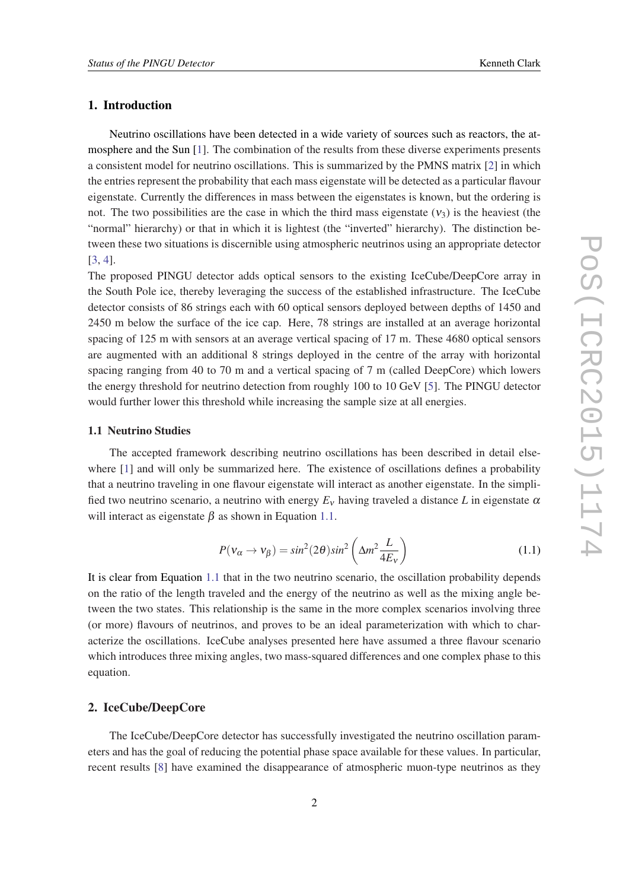## 1. Introduction

Neutrino oscillations have been detected in a wide variety of sources such as reactors, the atmosphere and the Sun [1]. The combination of the results from these diverse experiments presents a consistent model for neutrino oscillations. This is summarized by the PMNS matrix [2] in which the entries represent the probability that each mass eigenstate will be detected as a particular flavour eigenstate. Currently the differences in mass between the eigenstates is known, but the ordering is not. The two possibilities are the case in which the third mass eigenstate ($\nu_3$) is the heaviest (the "normal" hierarchy) or that in which it is lightest (the "inverted" hierarchy). The distinction between these two situations is discernible using atmospheric neutrinos using an appropriate detector [3, 4].

The proposed PINGU detector adds optical sensors to the existing IceCube/DeepCore array in the South Pole ice, thereby leveraging the success of the established infrastructure. The IceCube detector consists of 86 strings each with 60 optical sensors deployed between depths of 1450 and 2450 m below the surface of the ice cap. Here, 78 strings are installed at an average horizontal spacing of 125 m with sensors at an average vertical spacing of 17 m. These 4680 optical sensors are augmented with an additional 8 strings deployed in the centre of the array with horizontal spacing ranging from 40 to 70 m and a vertical spacing of 7 m (called DeepCore) which lowers the energy threshold for neutrino detection from roughly 100 to 10 GeV [5]. The PINGU detector would further lower this threshold while increasing the sample size at all energies.

### 1.1 Neutrino Studies

The accepted framework describing neutrino oscillations has been described in detail elsewhere [1] and will only be summarized here. The existence of oscillations defines a probability that a neutrino traveling in one flavour eigenstate will interact as another eigenstate. In the simplified two neutrino scenario, a neutrino with energy $E_\nu$ having traveled a distance $L$ in eigenstate $\alpha$ will interact as eigenstate $\beta$ as shown in Equation 1.1.

$$P(\nu_\alpha \rightarrow \nu_\beta) = sin^2(2\theta) sin^2\left(\Delta m^2 \frac{L}{4E_\nu}\right) \tag{1.1}$$

It is clear from Equation 1.1 that in the two neutrino scenario, the oscillation probability depends on the ratio of the length traveled and the energy of the neutrino as well as the mixing angle between the two states. This relationship is the same in the more complex scenarios involving three (or more) flavours of neutrinos, and proves to be an ideal parameterization with which to characterize the oscillations. IceCube analyses presented here have assumed a three flavour scenario which introduces three mixing angles, two mass-squared differences and one complex phase to this equation.

## 2. IceCube/DeepCore

The IceCube/DeepCore detector has successfully investigated the neutrino oscillation parameters and has the goal of reducing the potential phase space available for these values. In particular, recent results [8] have examined the disappearance of atmospheric muon-type neutrinos as they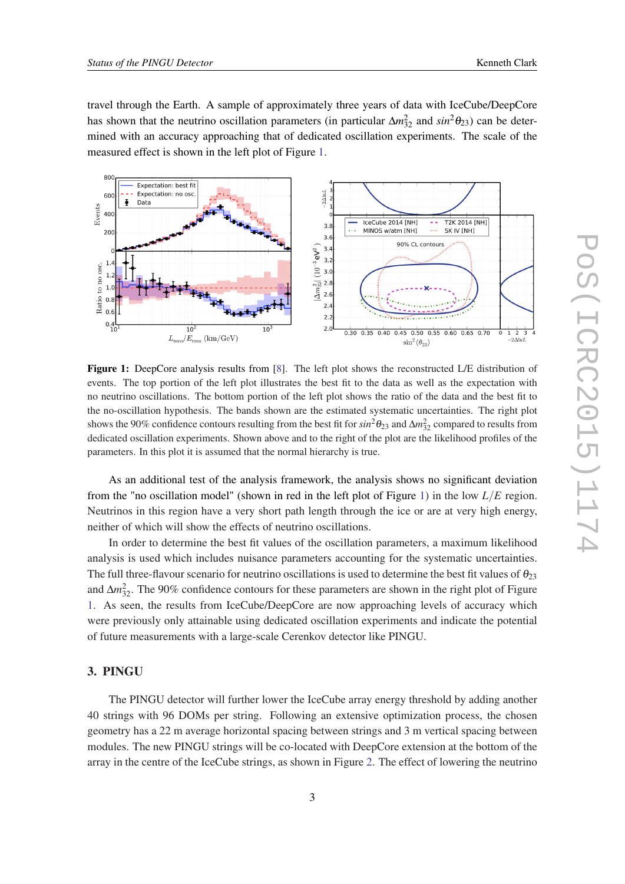travel through the Earth. A sample of approximately three years of data with IceCube/DeepCore has shown that the neutrino oscillation parameters (in particular $\Delta m^2_{32}$ and $sin^2\theta_{23}$) can be determined with an accuracy approaching that of dedicated oscillation experiments. The scale of the measured effect is shown in the left plot of Figure 1.

**Figure 1:** DeepCore analysis results from [8]. The left plot shows the reconstructed L/E distribution of events. The top portion of the left plot illustrates the best fit to the data as well as the expectation with no neutrino oscillations. The bottom portion of the left plot shows the ratio of the data and the best fit to the no-oscillation hypothesis. The bands shown are the estimated systematic uncertainties. The right plot shows the 90% confidence contours resulting from the best fit for $sin^2\theta_{23}$ and $\Delta m^2_{32}$ compared to results from dedicated oscillation experiments. Shown above and to the right of the plot are the likelihood profiles of the parameters. In this plot it is assumed that the normal hierarchy is true.

As an additional test of the analysis framework, the analysis shows no significant deviation from the "no oscillation model" (shown in red in the left plot of Figure 1) in the low $L/E$ region. Neutrinos in this region have a very short path length through the ice or are at very high energy, neither of which will show the effects of neutrino oscillations.

In order to determine the best fit values of the oscillation parameters, a maximum likelihood analysis is used which includes nuisance parameters accounting for the systematic uncertainties. The full three-flavour scenario for neutrino oscillations is used to determine the best fit values of $\theta_{23}$ and $\Delta m^2_{32}$. The 90% confidence contours for these parameters are shown in the right plot of Figure 1. As seen, the results from IceCube/DeepCore are now approaching levels of accuracy which were previously only attainable using dedicated oscillation experiments and indicate the potential of future measurements with a large-scale Cerenkov detector like PINGU.

## 3. PINGU

The PINGU detector will further lower the IceCube array energy threshold by adding another 40 strings with 96 DOMs per string. Following an extensive optimization process, the chosen geometry has a 22 m average horizontal spacing between strings and 3 m vertical spacing between modules. The new PINGU strings will be co-located with DeepCore extension at the bottom of the array in the centre of the IceCube strings, as shown in Figure 2. The effect of lowering the neutrino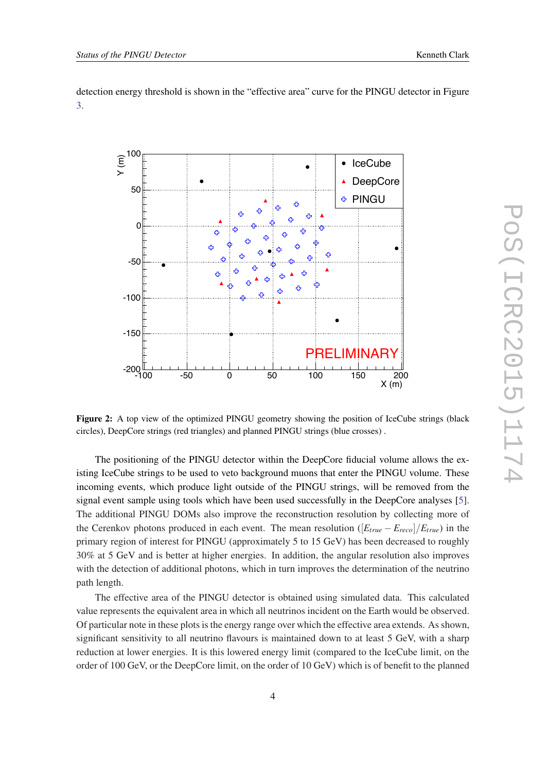detection energy threshold is shown in the "effective area" curve for the PINGU detector in Figure 3.

**Figure 2:** A top view of the optimized PINGU geometry showing the position of IceCube strings (black circles), DeepCore strings (red triangles) and planned PINGU strings (blue crosses) .

The positioning of the PINGU detector within the DeepCore fiducial volume allows the existing IceCube strings to be used to veto background muons that enter the PINGU volume. These incoming events, which produce light outside of the PINGU strings, will be removed from the signal event sample using tools which have been used successfully in the DeepCore analyses [5]. The additional PINGU DOMs also improve the reconstruction resolution by collecting more of the Cerenkov photons produced in each event. The mean resolution ($[E_{true} - E_{reco}]/E_{true}$) in the primary region of interest for PINGU (approximately 5 to 15 GeV) has been decreased to roughly 30% at 5 GeV and is better at higher energies. In addition, the angular resolution also improves with the detection of additional photons, which in turn improves the determination of the neutrino path length.

The effective area of the PINGU detector is obtained using simulated data. This calculated value represents the equivalent area in which all neutrinos incident on the Earth would be observed. Of particular note in these plots is the energy range over which the effective area extends. As shown, significant sensitivity to all neutrino flavours is maintained down to at least 5 GeV, with a sharp reduction at lower energies. It is this lowered energy limit (compared to the IceCube limit, on the order of 100 GeV, or the DeepCore limit, on the order of 10 GeV) which is of benefit to the planned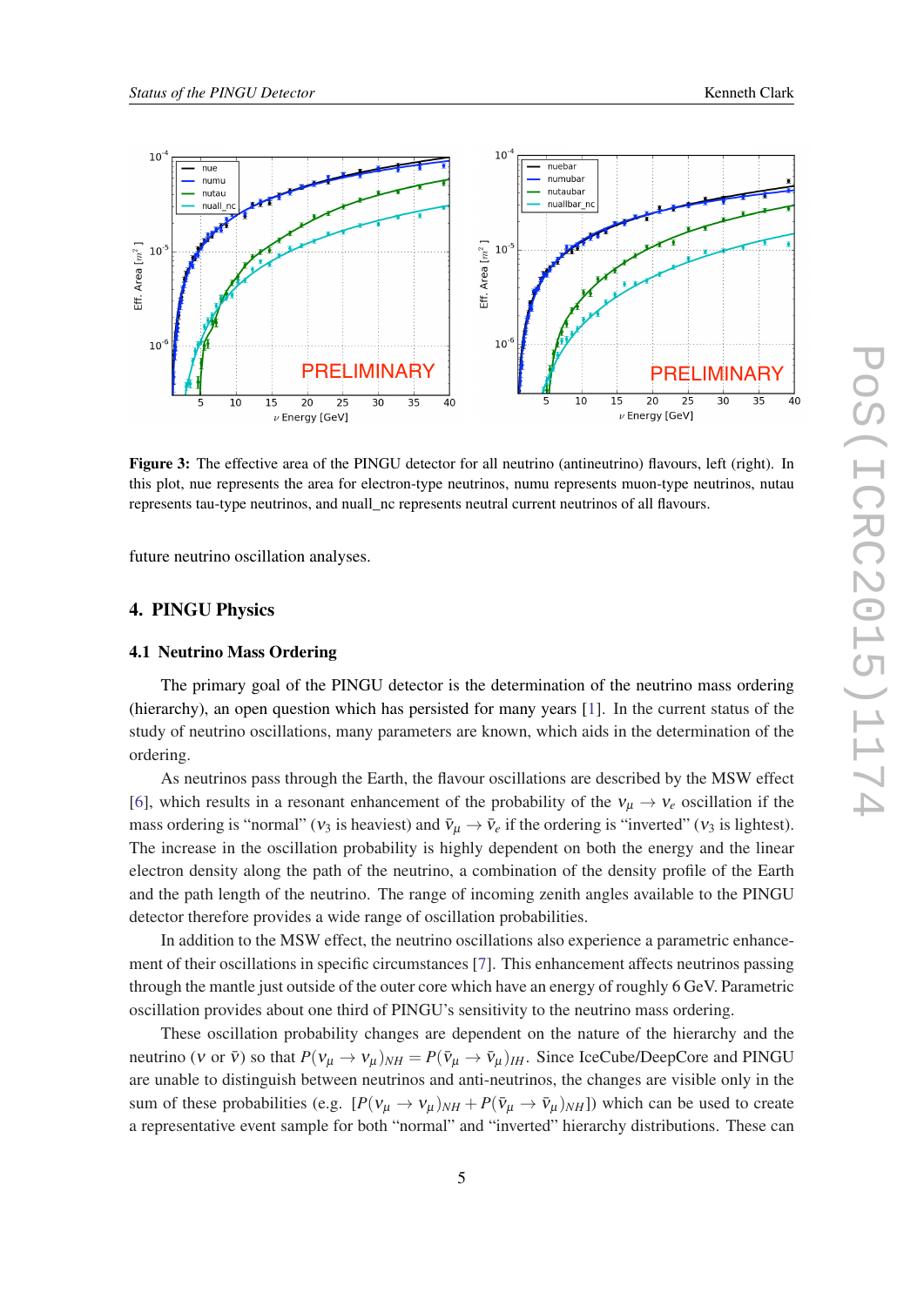Figure 3: The effective area of the PINGU detector for all neutrino (antineutrino) flavours, left (right). In this plot, nue represents the area for electron-type neutrinos, numu represents muon-type neutrinos, nutau represents tau-type neutrinos, and nuall_nc represents neutral current neutrinos of all flavours.

future neutrino oscillation analyses.

## 4. PINGU Physics

### 4.1 Neutrino Mass Ordering

The primary goal of the PINGU detector is the determination of the neutrino mass ordering (hierarchy), an open question which has persisted for many years [1]. In the current status of the study of neutrino oscillations, many parameters are known, which aids in the determination of the ordering.

As neutrinos pass through the Earth, the flavour oscillations are described by the MSW effect [6], which results in a resonant enhancement of the probability of the $\nu_\mu \rightarrow \nu_e$ oscillation if the mass ordering is "normal" ($\nu_3$ is heaviest) and $\bar{\nu}_\mu \rightarrow \bar{\nu}_e$ if the ordering is "inverted" ($\nu_3$ is lightest). The increase in the oscillation probability is highly dependent on both the energy and the linear electron density along the path of the neutrino, a combination of the density profile of the Earth and the path length of the neutrino. The range of incoming zenith angles available to the PINGU detector therefore provides a wide range of oscillation probabilities.

In addition to the MSW effect, the neutrino oscillations also experience a parametric enhancement of their oscillations in specific circumstances [7]. This enhancement affects neutrinos passing through the mantle just outside of the outer core which have an energy of roughly 6 GeV. Parametric oscillation provides about one third of PINGU's sensitivity to the neutrino mass ordering.

These oscillation probability changes are dependent on the nature of the hierarchy and the neutrino ($\nu$ or $\bar{\nu}$) so that $P(\nu_\mu \rightarrow \nu_\mu)_{NH} = P(\bar{\nu}_\mu \rightarrow \bar{\nu}_\mu)_{IH}$. Since IceCube/DeepCore and PINGU are unable to distinguish between neutrinos and anti-neutrinos, the changes are visible only in the sum of these probabilities (e.g. $[P(\nu_\mu \rightarrow \nu_\mu)_{NH} + P(\bar{\nu}_\mu \rightarrow \bar{\nu}_\mu)_{NH}]$) which can be used to create a representative event sample for both "normal" and "inverted" hierarchy distributions. These can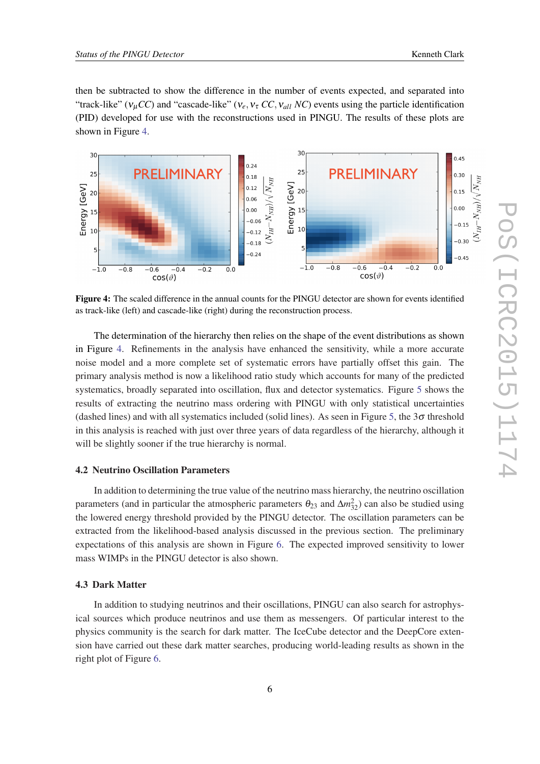then be subtracted to show the difference in the number of events expected, and separated into "track-like" ($\nu_\mu CC$) and "cascade-like" ($\nu_e, \nu_\tau$ $CC$, $\nu_{all}$ $NC$) events using the particle identification (PID) developed for use with the reconstructions used in PINGU. The results of these plots are shown in Figure 4.

**Figure 4:** The scaled difference in the annual counts for the PINGU detector are shown for events identified as track-like (left) and cascade-like (right) during the reconstruction process.

The determination of the hierarchy then relies on the shape of the event distributions as shown in Figure 4. Refinements in the analysis have enhanced the sensitivity, while a more accurate noise model and a more complete set of systematic errors have partially offset this gain. The primary analysis method is now a likelihood ratio study which accounts for many of the predicted systematics, broadly separated into oscillation, flux and detector systematics. Figure 5 shows the results of extracting the neutrino mass ordering with PINGU with only statistical uncertainties (dashed lines) and with all systematics included (solid lines). As seen in Figure 5, the $3\sigma$ threshold in this analysis is reached with just over three years of data regardless of the hierarchy, although it will be slightly sooner if the true hierarchy is normal.

### 4.2 Neutrino Oscillation Parameters

In addition to determining the true value of the neutrino mass hierarchy, the neutrino oscillation parameters (and in particular the atmospheric parameters $\theta_{23}$ and $\Delta m^2_{32}$) can also be studied using the lowered energy threshold provided by the PINGU detector. The oscillation parameters can be extracted from the likelihood-based analysis discussed in the previous section. The preliminary expectations of this analysis are shown in Figure 6. The expected improved sensitivity to lower mass WIMPs in the PINGU detector is also shown.

### 4.3 Dark Matter

In addition to studying neutrinos and their oscillations, PINGU can also search for astrophysical sources which produce neutrinos and use them as messengers. Of particular interest to the physics community is the search for dark matter. The IceCube detector and the DeepCore extension have carried out these dark matter searches, producing world-leading results as shown in the right plot of Figure 6.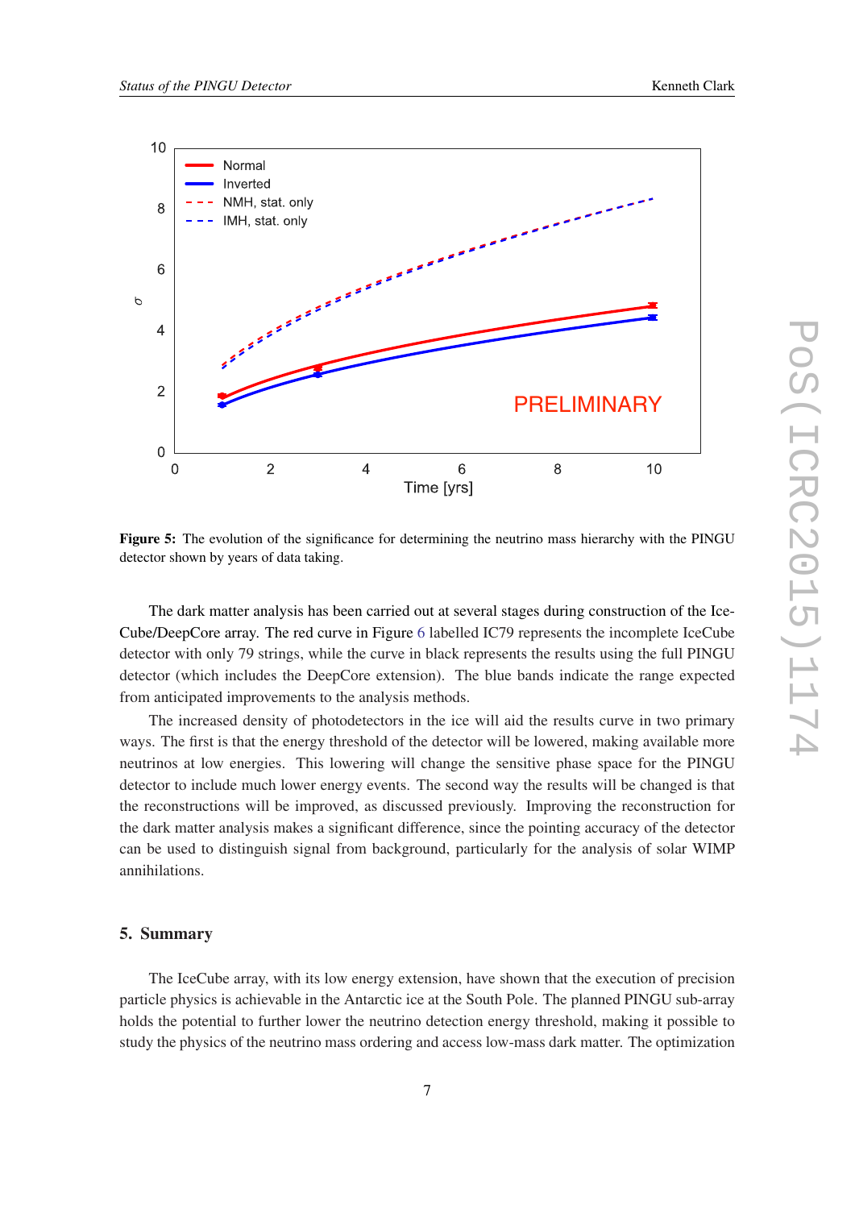**Figure 5:** The evolution of the significance for determining the neutrino mass hierarchy with the PINGU detector shown by years of data taking.

The dark matter analysis has been carried out at several stages during construction of the IceCube/DeepCore array. The red curve in Figure 6 labelled IC79 represents the incomplete IceCube detector with only 79 strings, while the curve in black represents the results using the full PINGU detector (which includes the DeepCore extension). The blue bands indicate the range expected from anticipated improvements to the analysis methods.

The increased density of photodetectors in the ice will aid the results curve in two primary ways. The first is that the energy threshold of the detector will be lowered, making available more neutrinos at low energies. This lowering will change the sensitive phase space for the PINGU detector to include much lower energy events. The second way the results will be changed is that the reconstructions will be improved, as discussed previously. Improving the reconstruction for the dark matter analysis makes a significant difference, since the pointing accuracy of the detector can be used to distinguish signal from background, particularly for the analysis of solar WIMP annihilations.

## 5. Summary

The IceCube array, with its low energy extension, have shown that the execution of precision particle physics is achievable in the Antarctic ice at the South Pole. The planned PINGU sub-array holds the potential to further lower the neutrino detection energy threshold, making it possible to study the physics of the neutrino mass ordering and access low-mass dark matter. The optimization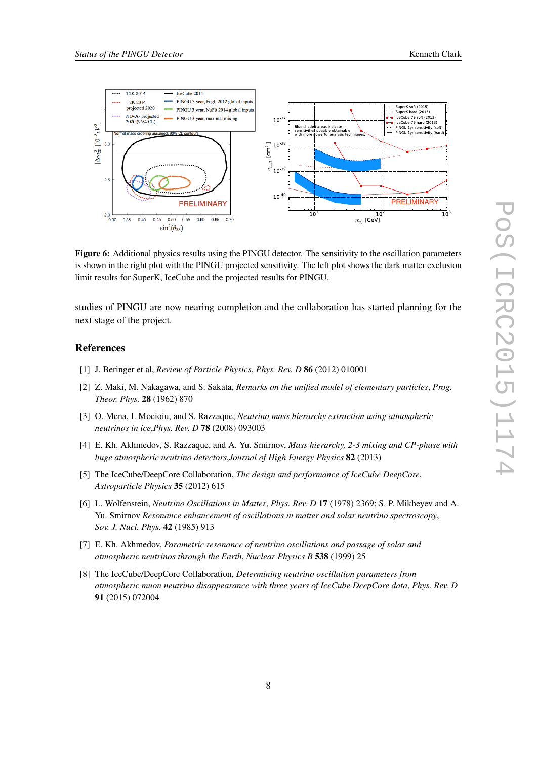T2K 2014
T2K 2014 - projected 2020
NOvA- projected 2020 (95% CL)
IceCube 2014
PINGU 3 year, Fogli 2012 global inputs
PINGU 3 year, NuFit 2014 global inputs
PINGU 3 year, maximal mixing
Normal mass ordering assumed, 90% CL contours
$|\Delta m^2_{31}| [10^{-3} eV^2]$
3.0
2.5
2.0
0.30 0.35 0.40 0.45 0.50 0.55 0.60 0.65 0.70
$\sin^2(\theta_{23})$
PRELIMINARY

SuperK soft (2015)
SuperK hard (2015)
IceCube-79 soft (2013)
IceCube-79 hard (2013)
PINGU 1yr sensitivity (soft)
PINGU 1yr sensitivity (hard)
Blue shaded areas indicate sensitivities possibly obtainable with more powerful analysis techniques.
$\sigma_{\chi,SD}$ [cm$^2$]
$10^{-37}$
$10^{-38}$
$10^{-39}$
$10^{-40}$
$10^1$
$10^2$
$10^3$
$m_\chi$ [GeV]
PRELIMINARY

**Figure 6:** Additional physics results using the PINGU detector. The sensitivity to the oscillation parameters is shown in the right plot with the PINGU projected sensitivity. The left plot shows the dark matter exclusion limit results for SuperK, IceCube and the projected results for PINGU.

studies of PINGU are now nearing completion and the collaboration has started planning for the next stage of the project.

## References

[1] J. Beringer et al, *Review of Particle Physics*, *Phys. Rev. D* **86** (2012) 010001

[2] Z. Maki, M. Nakagawa, and S. Sakata, *Remarks on the unified model of elementary particles*, *Prog. Theor. Phys.* **28** (1962) 870

[3] O. Mena, I. Mocioiu, and S. Razzaque, *Neutrino mass hierarchy extraction using atmospheric neutrinos in ice*,*Phys. Rev. D* **78** (2008) 093003

[4] E. Kh. Akhmedov, S. Razzaque, and A. Yu. Smirnov, *Mass hierarchy, 2-3 mixing and CP-phase with huge atmospheric neutrino detectors*,*Journal of High Energy Physics* **82** (2013)

[5] The IceCube/DeepCore Collaboration, *The design and performance of IceCube DeepCore*, *Astroparticle Physics* **35** (2012) 615

[6] L. Wolfenstein, *Neutrino Oscillations in Matter*, *Phys. Rev. D* **17** (1978) 2369; S. P. Mikheyev and A. Yu. Smirnov *Resonance enhancement of oscillations in matter and solar neutrino spectroscopy*, *Sov. J. Nucl. Phys.* **42** (1985) 913

[7] E. Kh. Akhmedov, *Parametric resonance of neutrino oscillations and passage of solar and atmospheric neutrinos through the Earth*, *Nuclear Physics B* **538** (1999) 25

[8] The IceCube/DeepCore Collaboration, *Determining neutrino oscillation parameters from atmospheric muon neutrino disappearance with three years of IceCube DeepCore data*, *Phys. Rev. D* **91** (2015) 072004